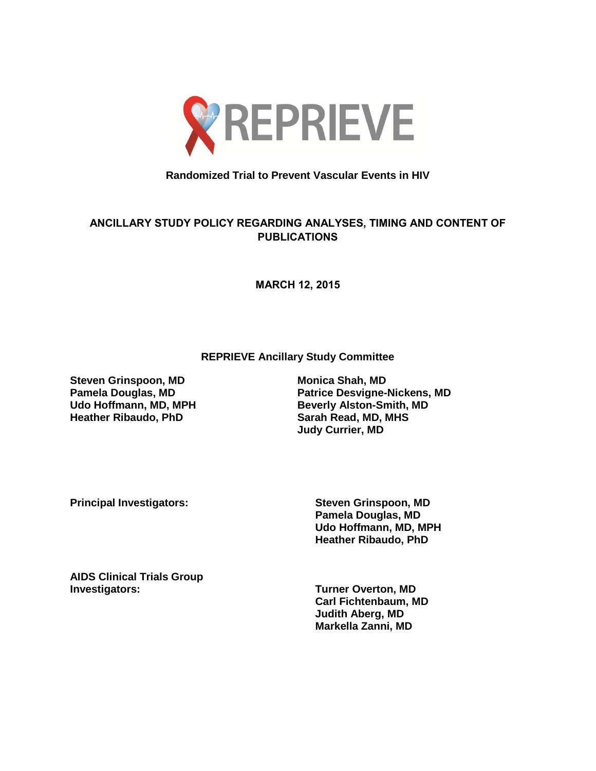# REPRIEVE

**Randomized Trial to Prevent Vascular Events in HIV**

## ANCILLARY STUDY POLICY REGARDING ANALYSES, TIMING AND CONTENT OF PUBLICATIONS

**MARCH 12, 2015**

**REPRIEVE Ancillary Study Committee**

**Steven Grinspoon, MD**
**Pamela Douglas, MD**
**Udo Hoffmann, MD, MPH**
**Heather Ribaudo, PhD**
**Monica Shah, MD**
**Patrice Desvigne-Nickens, MD**
**Beverly Alston-Smith, MD**
**Sarah Read, MD, MHS**
**Judy Currier, MD**

**Principal Investigators:**

**Steven Grinspoon, MD**
**Pamela Douglas, MD**
**Udo Hoffmann, MD, MPH**
**Heather Ribaudo, PhD**

**AIDS Clinical Trials Group Investigators:**

**Turner Overton, MD**
**Carl Fichtenbaum, MD**
**Judith Aberg, MD**
**Markella Zanni, MD**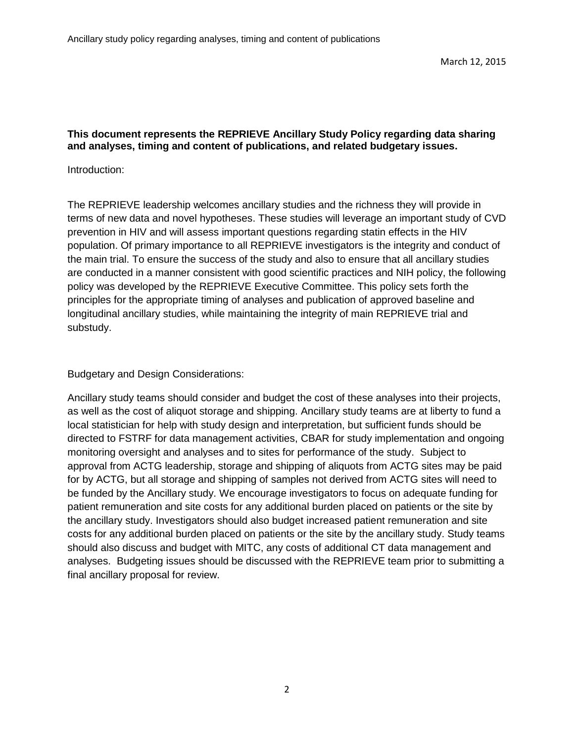March 12, 2015

**This document represents the REPRIEVE Ancillary Study Policy regarding data sharing and analyses, timing and content of publications, and related budgetary issues.**

Introduction:

The REPRIEVE leadership welcomes ancillary studies and the richness they will provide in terms of new data and novel hypotheses. These studies will leverage an important study of CVD prevention in HIV and will assess important questions regarding statin effects in the HIV population. Of primary importance to all REPRIEVE investigators is the integrity and conduct of the main trial. To ensure the success of the study and also to ensure that all ancillary studies are conducted in a manner consistent with good scientific practices and NIH policy, the following policy was developed by the REPRIEVE Executive Committee. This policy sets forth the principles for the appropriate timing of analyses and publication of approved baseline and longitudinal ancillary studies, while maintaining the integrity of main REPRIEVE trial and substudy.

Budgetary and Design Considerations:

Ancillary study teams should consider and budget the cost of these analyses into their projects, as well as the cost of aliquot storage and shipping. Ancillary study teams are at liberty to fund a local statistician for help with study design and interpretation, but sufficient funds should be directed to FSTRF for data management activities, CBAR for study implementation and ongoing monitoring oversight and analyses and to sites for performance of the study. Subject to approval from ACTG leadership, storage and shipping of aliquots from ACTG sites may be paid for by ACTG, but all storage and shipping of samples not derived from ACTG sites will need to be funded by the Ancillary study. We encourage investigators to focus on adequate funding for patient remuneration and site costs for any additional burden placed on patients or the site by the ancillary study. Investigators should also budget increased patient remuneration and site costs for any additional burden placed on patients or the site by the ancillary study. Study teams should also discuss and budget with MITC, any costs of additional CT data management and analyses. Budgeting issues should be discussed with the REPRIEVE team prior to submitting a final ancillary proposal for review.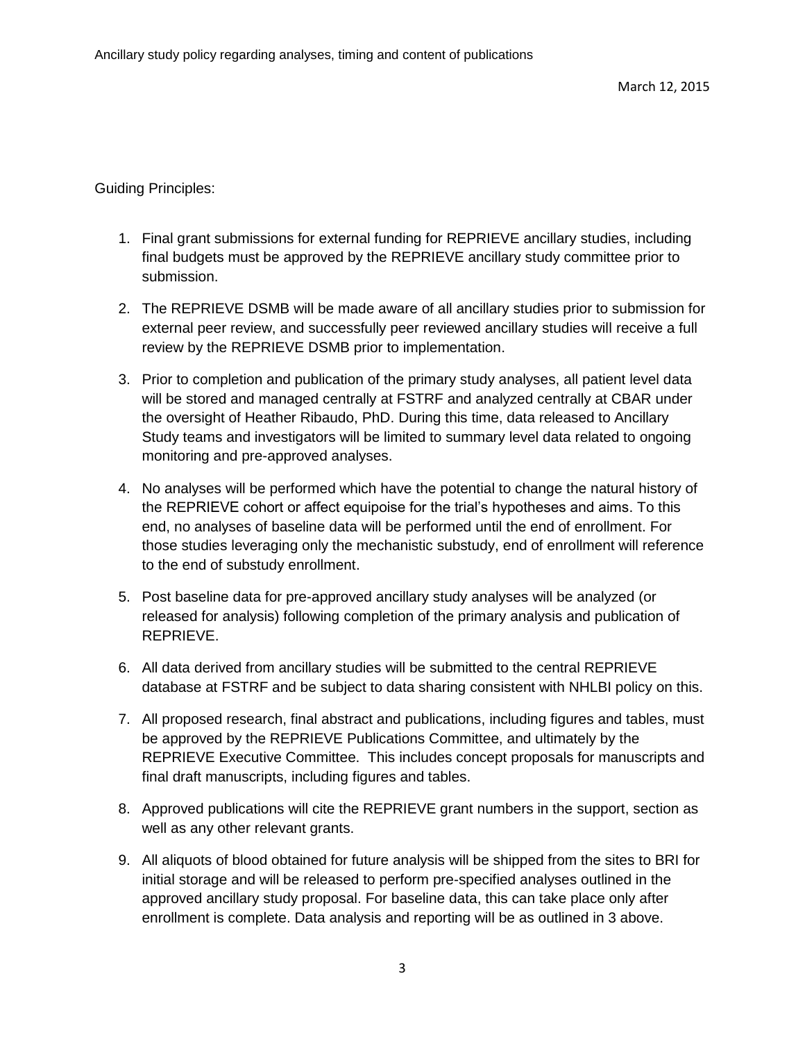Guiding Principles:

1. Final grant submissions for external funding for REPRIEVE ancillary studies, including final budgets must be approved by the REPRIEVE ancillary study committee prior to submission.

2. The REPRIEVE DSMB will be made aware of all ancillary studies prior to submission for external peer review, and successfully peer reviewed ancillary studies will receive a full review by the REPRIEVE DSMB prior to implementation.

3. Prior to completion and publication of the primary study analyses, all patient level data will be stored and managed centrally at FSTRF and analyzed centrally at CBAR under the oversight of Heather Ribaudo, PhD. During this time, data released to Ancillary Study teams and investigators will be limited to summary level data related to ongoing monitoring and pre-approved analyses.

4. No analyses will be performed which have the potential to change the natural history of the REPRIEVE cohort or affect equipoise for the trial's hypotheses and aims. To this end, no analyses of baseline data will be performed until the end of enrollment. For those studies leveraging only the mechanistic substudy, end of enrollment will reference to the end of substudy enrollment.

5. Post baseline data for pre-approved ancillary study analyses will be analyzed (or released for analysis) following completion of the primary analysis and publication of REPRIEVE.

6. All data derived from ancillary studies will be submitted to the central REPRIEVE database at FSTRF and be subject to data sharing consistent with NHLBI policy on this.

7. All proposed research, final abstract and publications, including figures and tables, must be approved by the REPRIEVE Publications Committee, and ultimately by the REPRIEVE Executive Committee. This includes concept proposals for manuscripts and final draft manuscripts, including figures and tables.

8. Approved publications will cite the REPRIEVE grant numbers in the support, section as well as any other relevant grants.

9. All aliquots of blood obtained for future analysis will be shipped from the sites to BRI for initial storage and will be released to perform pre-specified analyses outlined in the approved ancillary study proposal. For baseline data, this can take place only after enrollment is complete. Data analysis and reporting will be as outlined in 3 above.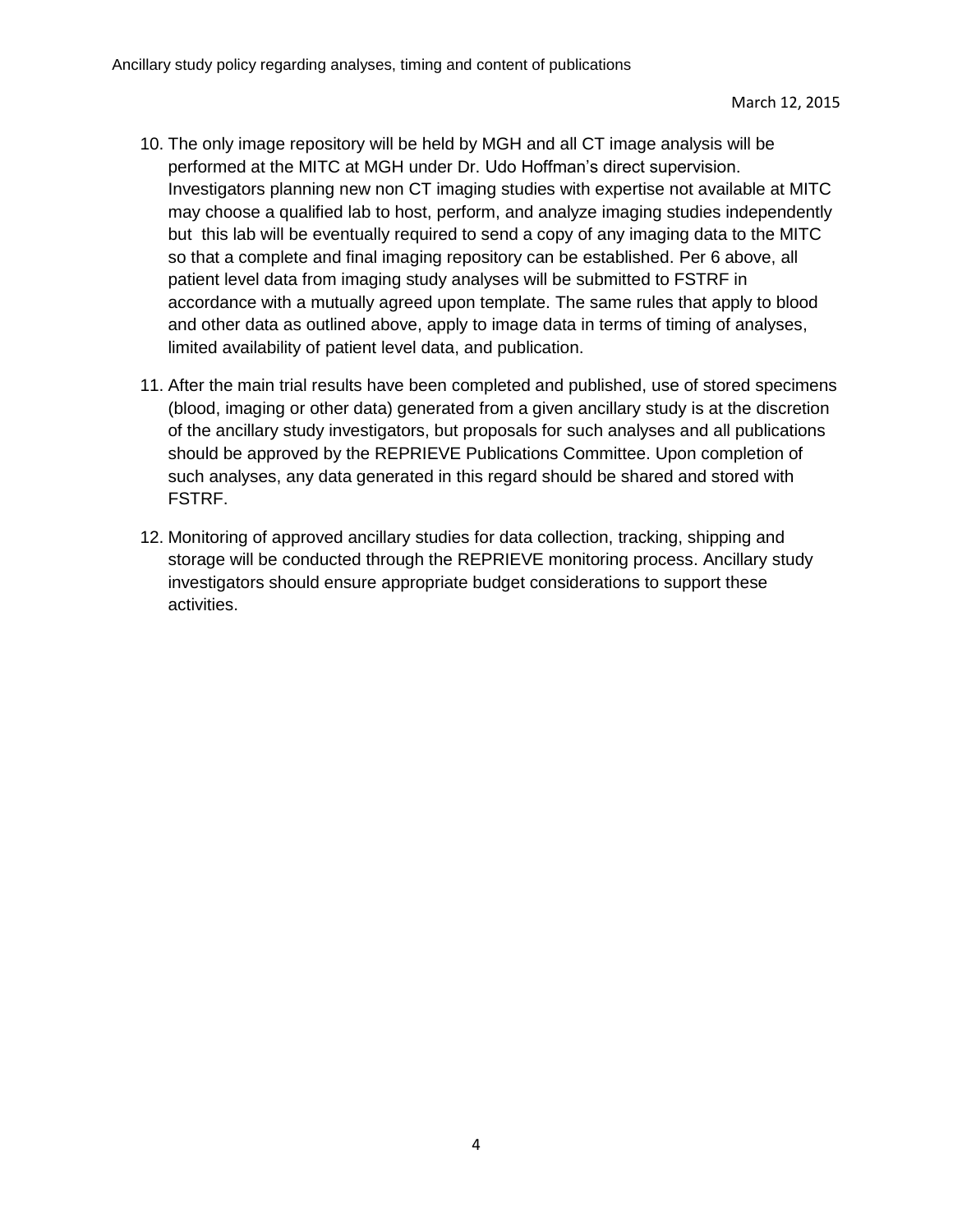10. The only image repository will be held by MGH and all CT image analysis will be performed at the MITC at MGH under Dr. Udo Hoffman's direct supervision. Investigators planning new non CT imaging studies with expertise not available at MITC may choose a qualified lab to host, perform, and analyze imaging studies independently but this lab will be eventually required to send a copy of any imaging data to the MITC so that a complete and final imaging repository can be established. Per 6 above, all patient level data from imaging study analyses will be submitted to FSTRF in accordance with a mutually agreed upon template. The same rules that apply to blood and other data as outlined above, apply to image data in terms of timing of analyses, limited availability of patient level data, and publication.

11. After the main trial results have been completed and published, use of stored specimens (blood, imaging or other data) generated from a given ancillary study is at the discretion of the ancillary study investigators, but proposals for such analyses and all publications should be approved by the REPRIEVE Publications Committee. Upon completion of such analyses, any data generated in this regard should be shared and stored with FSTRF.

12. Monitoring of approved ancillary studies for data collection, tracking, shipping and storage will be conducted through the REPRIEVE monitoring process. Ancillary study investigators should ensure appropriate budget considerations to support these activities.